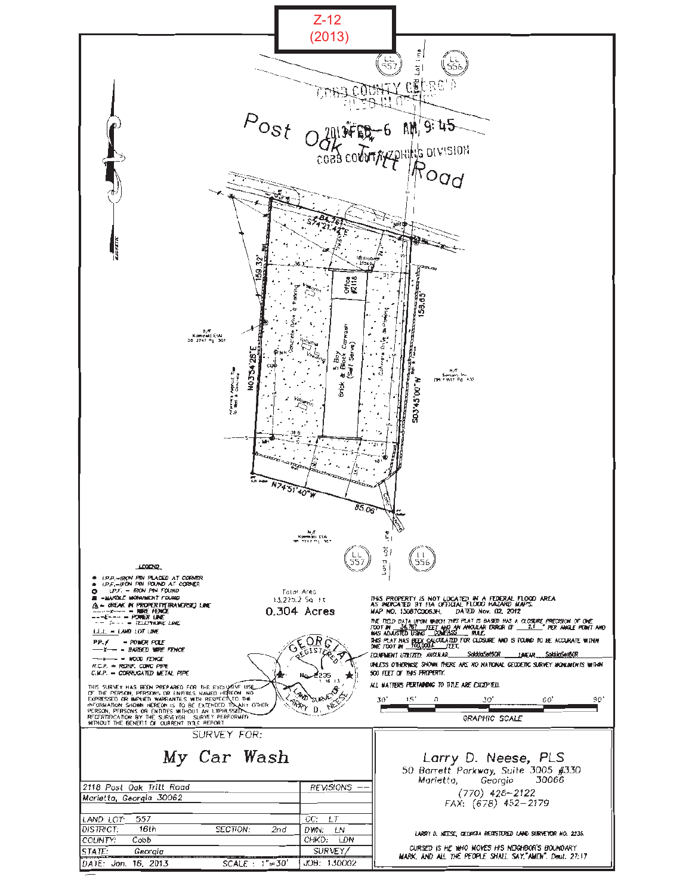Z-12
(2013)

COBB COUNTY GEORGIA
FILED IN OFFICE

2013 FEB -6 AM 9:45

COBB COUNTY ZONING DIVISION

Post Oak Tritt Road

LL 557 | LL 556

Land Lot Line

S74°21'47"E 84.76'

N03°54'28"E 169.32'

S03°45'00"W 158.65'

N74°51'40"W 85.06'

N/F Kamyeki Et Al DB 2747 Pg 307

N/F Samoon, Inc. DB 13617 Pg 437

Office #2118

5 Bay Car Wash Brick & Block (Self Serve)

Concrete Drive & Parking

LEGEND

- I.P.P.=IRON PIN PLACED AT CORNER
- I.P.F.=IRON PIN FOUND AT CORNER
- I.P.F. = IRON PIN FOUND
- =MARBLE MONUMENT FOUND
- = BREAK IN PROPERTY(TRAVERSE) LINE
- = WIRE FENCE
- = POWER LINE
- = TELEPHONE LINE
- L.L.L. = LAND LOT LINE
- P.P. = POWER POLE
- = BARBED WIRE FENCE
- = WOOD FENCE
- R.C.P. = REINF. CONC PIPE
- C.M.P. = CORRUGATED METAL PIPE

Total Area
13,225.2 Sq. Ft.
0.304 Acres

THIS PROPERTY IS NOT LOCATED IN A FEDERAL FLOOD AREA AS INDICATED BY FIA OFFICIAL FLOOD HAZARD MAPS. MAP NO. 13067C0063H, DATED Nov. 02, 2012

THE FIELD DATA UPON WHICH THIS PLAT IS BASED HAS A CLOSURE PRECISION OF ONE FOOT IN 34,767 FEET AND AN ANGULAR ERROR OF 2.1" PER ANGLE POINT AND WAS ADJUSTED USING COMPASS RULE.

THIS PLAT HAS BEEN CALCULATED FOR CLOSURE AND IS FOUND TO BE ACCURATE WITHIN ONE FOOT IN 100,000+ FEET.

EQUIPMENT UTILIZED: ANGULAR SokkiaSet50R LINEAR SokkiaSet50R

UNLESS OTHERWISE SHOWN THERE ARE NO NATIONAL GEODETIC SURVEY MONUMENTS WITHIN 500 FEET OF THIS PROPERTY.

ALL MATTERS PERTAINING TO TITLE ARE EXCEPTED.

THIS SURVEY HAS BEEN PREPARED FOR THE EXCLUSIVE USE OF THE PERSON, PERSONS OR ENTITIES NAMED HEREON. NO EXPRESSED OR IMPLIED WARRANTIES WITH RESPECT TO THE INFORMATION SHOWN HEREON IS TO BE EXTENDED TO ANY OTHER PERSON, PERSONS OR ENTITIES WITHOUT AN EXPRESSED RECERTIFICATION BY THE SURVEYOR. SURVEY PERFORMED WITHOUT THE BENEFIT OF CURRENT TITLE REPORT.

GEORGIA REGISTERED No. 2235 LAND SURVEYOR LARRY D. NEESE 1-16-13

GRAPHIC SCALE: 30' 15' 0 30' 60' 90'

SURVEY FOR:

**My Car Wash**

| 2118 Post Oak Tritt Road | | REVISIONS -- |
|---|---|---|
| Marietta, Georgia 30062 | | |
| LAND LOT: 557 | | CC: LT |
| DISTRICT: 16th | SECTION: 2nd | DWN: LN |
| COUNTY: Cobb | | CHKD: LDN |
| STATE: Georgia | | SURVEY/ |
| DATE: Jan. 16, 2013 | SCALE: 1"=30' | JOB: 130002 |

Larry D. Neese, PLS
50 Barrett Parkway, Suite 3005 #330
Marietta, Georgia 30066
(770) 428-2122
FAX: (678) 452-2179

LARRY D. NEESE, GEORGIA REGISTERED LAND SURVEYOR NO. 2235

CURSED IS HE WHO MOVES HIS NEIGHBOR'S BOUNDARY MARK, AND ALL THE PEOPLE SHALL SAY, "AMEN". Deut. 27:17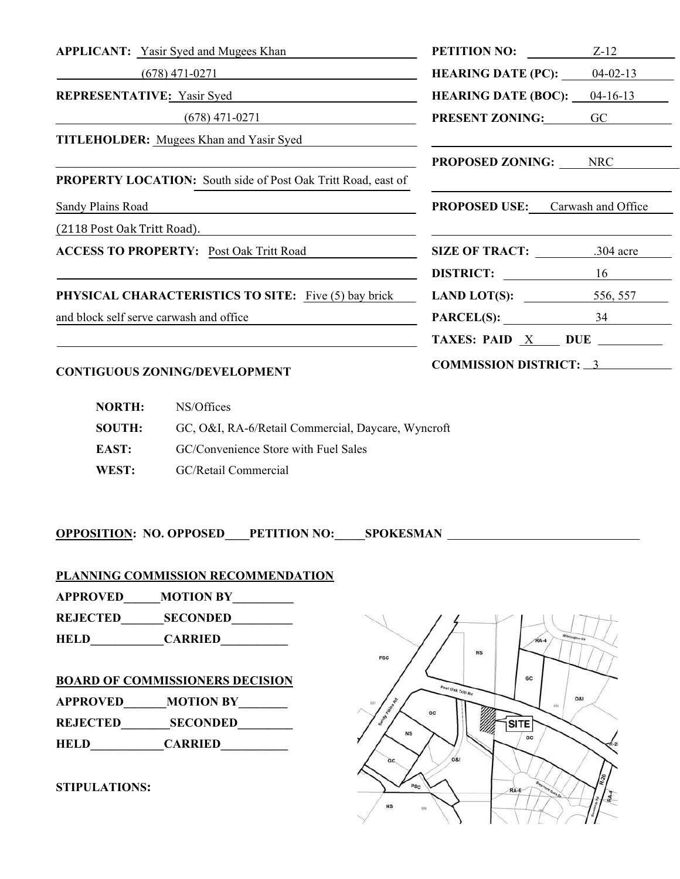**APPLICANT:** Yasir Syed and Mugees Khan

(678) 471-0271

**REPRESENTATIVE:** Yasir Syed

(678) 471-0271

**TITLEHOLDER:** Mugees Khan and Yasir Syed

**PROPERTY LOCATION:** South side of Post Oak Tritt Road, east of Sandy Plains Road (2118 Post Oak Tritt Road).

**ACCESS TO PROPERTY:** Post Oak Tritt Road

**PHYSICAL CHARACTERISTICS TO SITE:** Five (5) bay brick and block self serve carwash and office

**PETITION NO:** Z-12

**HEARING DATE (PC):** 04-02-13

**HEARING DATE (BOC):** 04-16-13

**PRESENT ZONING:** GC

**PROPOSED ZONING:** NRC

**PROPOSED USE:** Carwash and Office

**SIZE OF TRACT:** .304 acre

**DISTRICT:** 16

**LAND LOT(S):** 556, 557

**PARCEL(S):** 34

**TAXES: PAID** X **DUE** \_\_\_\_\_\_

**COMMISSION DISTRICT:** 3

**CONTIGUOUS ZONING/DEVELOPMENT**

| | |
|---|---|
| **NORTH:** | NS/Offices |
| **SOUTH:** | GC, O&I, RA-6/Retail Commercial, Daycare, Wyncroft |
| **EAST:** | GC/Convenience Store with Fuel Sales |
| **WEST:** | GC/Retail Commercial |

**OPPOSITION: NO. OPPOSED\_\_\_\_PETITION NO:\_\_\_\_\_SPOKESMAN** \_\_\_\_\_\_\_\_\_\_\_\_\_\_\_\_\_\_\_\_

**PLANNING COMMISSION RECOMMENDATION**

**APPROVED\_\_\_\_\_\_MOTION BY\_\_\_\_\_\_\_\_\_\_**

**REJECTED\_\_\_\_\_\_\_SECONDED\_\_\_\_\_\_\_\_\_\_**

**HELD\_\_\_\_\_\_\_\_\_\_\_\_CARRIED\_\_\_\_\_\_\_\_\_\_\_**

**BOARD OF COMMISSIONERS DECISION**

**APPROVED\_\_\_\_\_\_\_MOTION BY\_\_\_\_\_\_\_\_**

**REJECTED\_\_\_\_\_\_\_\_SECONDED\_\_\_\_\_\_\_\_\_**

**HELD\_\_\_\_\_\_\_\_\_\_\_\_CARRIED\_\_\_\_\_\_\_\_\_\_\_**

**STIPULATIONS:**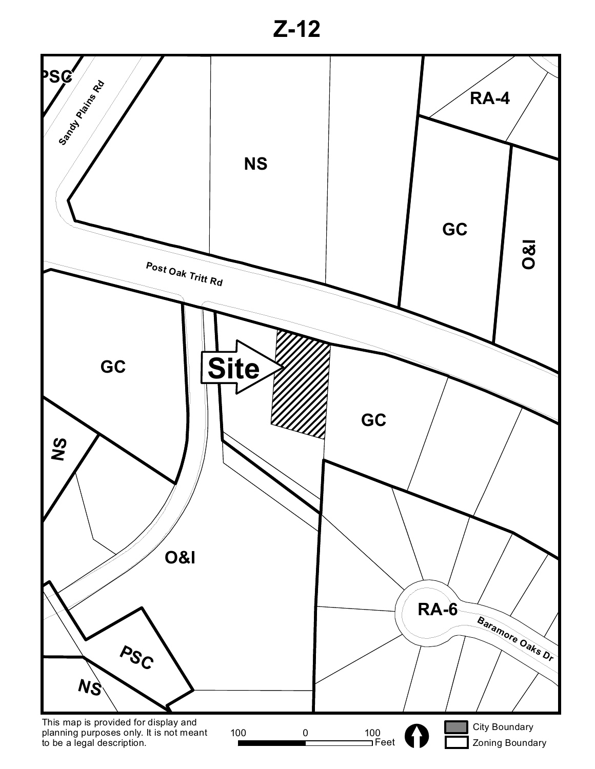# Z-12

This map is provided for display and planning purposes only. It is not meant to be a legal description.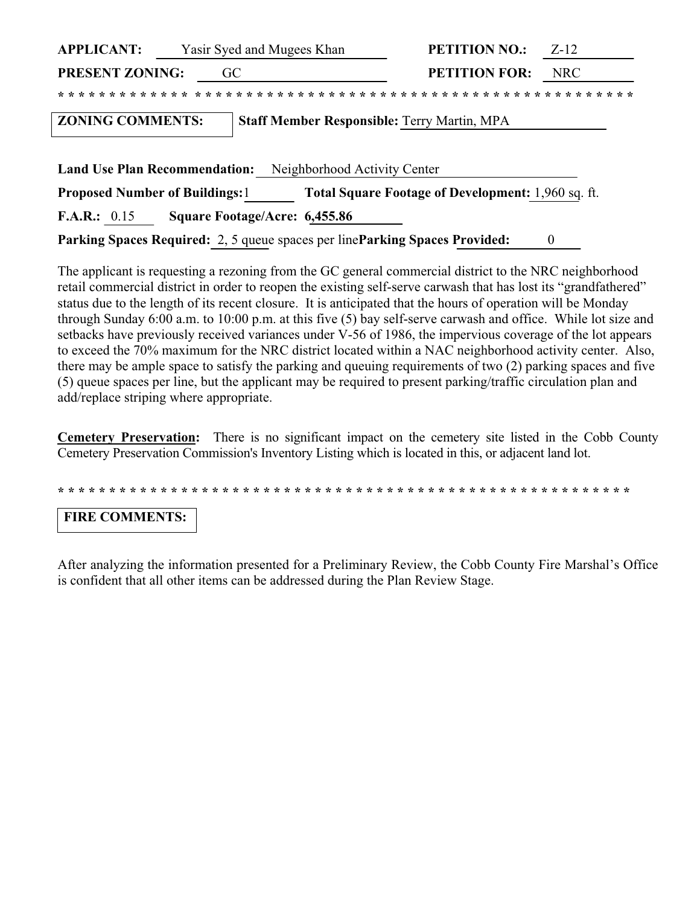**APPLICANT:** Yasir Syed and Mugees Khan **PETITION NO.:** Z-12

**PRESENT ZONING:** GC **PETITION FOR:** NRC

* * * * * * * * * * * * * * * * * * * * * * * * * * * * * * * * * * * * * * * * * * * * * * * * * * * * * * * * * * * *

**ZONING COMMENTS:** **Staff Member Responsible:** Terry Martin, MPA

**Land Use Plan Recommendation:** Neighborhood Activity Center

**Proposed Number of Buildings:** 1 **Total Square Footage of Development:** 1,960 sq. ft.

**F.A.R.:** 0.15 **Square Footage/Acre:** 6,455.86

**Parking Spaces Required:** 2, 5 queue spaces per line **Parking Spaces Provided:** 0

The applicant is requesting a rezoning from the GC general commercial district to the NRC neighborhood retail commercial district in order to reopen the existing self-serve carwash that has lost its "grandfathered" status due to the length of its recent closure. It is anticipated that the hours of operation will be Monday through Sunday 6:00 a.m. to 10:00 p.m. at this five (5) bay self-serve carwash and office. While lot size and setbacks have previously received variances under V-56 of 1986, the impervious coverage of the lot appears to exceed the 70% maximum for the NRC district located within a NAC neighborhood activity center. Also, there may be ample space to satisfy the parking and queuing requirements of two (2) parking spaces and five (5) queue spaces per line, but the applicant may be required to present parking/traffic circulation plan and add/replace striping where appropriate.

**Cemetery Preservation:** There is no significant impact on the cemetery site listed in the Cobb County Cemetery Preservation Commission's Inventory Listing which is located in this, or adjacent land lot.

* * * * * * * * * * * * * * * * * * * * * * * * * * * * * * * * * * * * * * * * * * * * * * * * * * * * * * * * * * * *

**FIRE COMMENTS:**

After analyzing the information presented for a Preliminary Review, the Cobb County Fire Marshal's Office is confident that all other items can be addressed during the Plan Review Stage.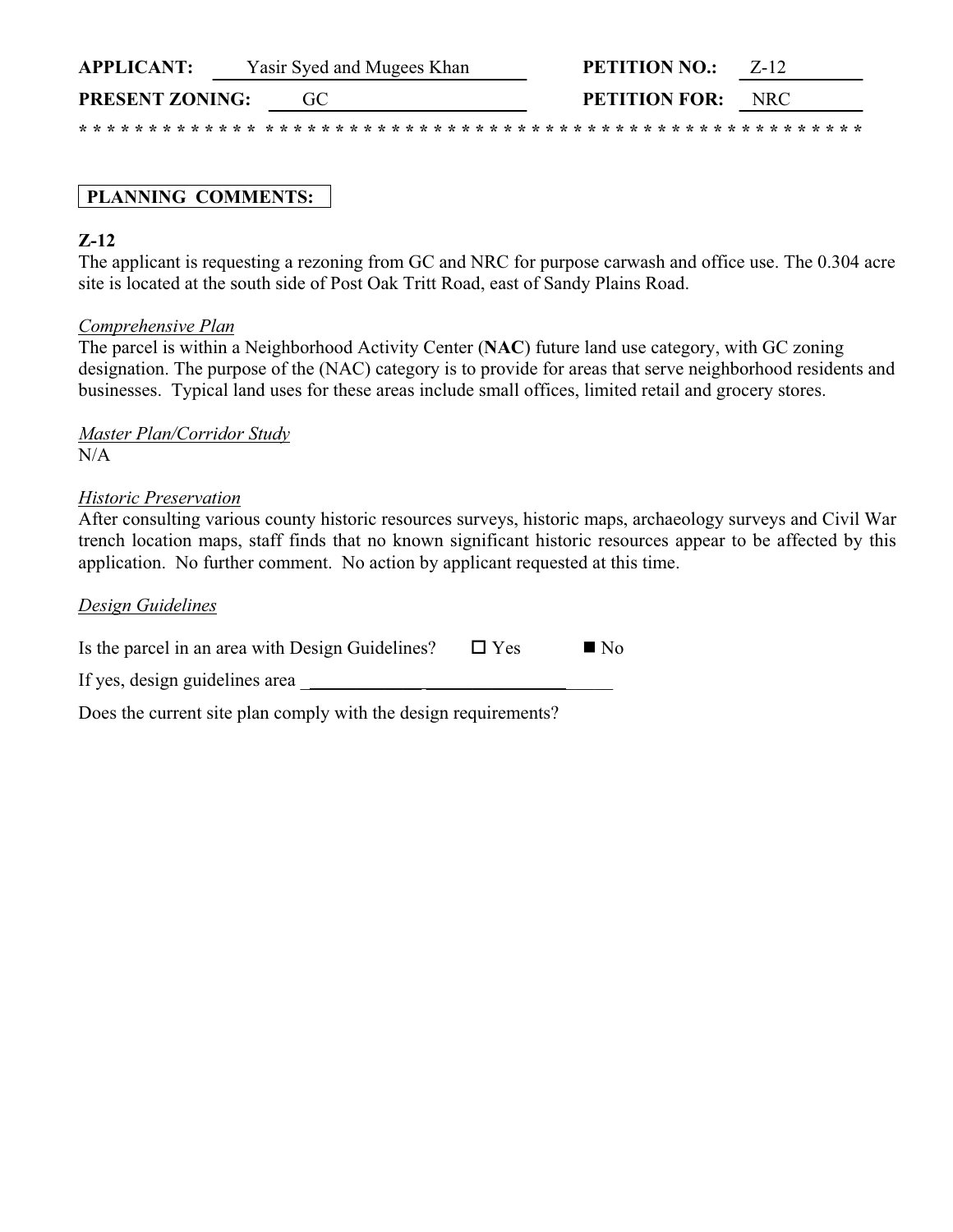**APPLICANT:** Yasir Syed and Mugees Khan **PETITION NO.:** Z-12

**PRESENT ZONING:** GC **PETITION FOR:** NRC

* * * * * * * * * * * * * * * * * * * * * * * * * * * * * * * * * * * * * * * * * * * * * * * * * * * * * * *

**PLANNING COMMENTS:**

**Z-12**

The applicant is requesting a rezoning from GC and NRC for purpose carwash and office use. The 0.304 acre site is located at the south side of Post Oak Tritt Road, east of Sandy Plains Road.

*Comprehensive Plan*

The parcel is within a Neighborhood Activity Center (**NAC**) future land use category, with GC zoning designation. The purpose of the (NAC) category is to provide for areas that serve neighborhood residents and businesses. Typical land uses for these areas include small offices, limited retail and grocery stores.

*Master Plan/Corridor Study*

N/A

*Historic Preservation*

After consulting various county historic resources surveys, historic maps, archaeology surveys and Civil War trench location maps, staff finds that no known significant historic resources appear to be affected by this application. No further comment. No action by applicant requested at this time.

*Design Guidelines*

Is the parcel in an area with Design Guidelines? ☐ Yes ■ No

If yes, design guidelines area ______________________________

Does the current site plan comply with the design requirements?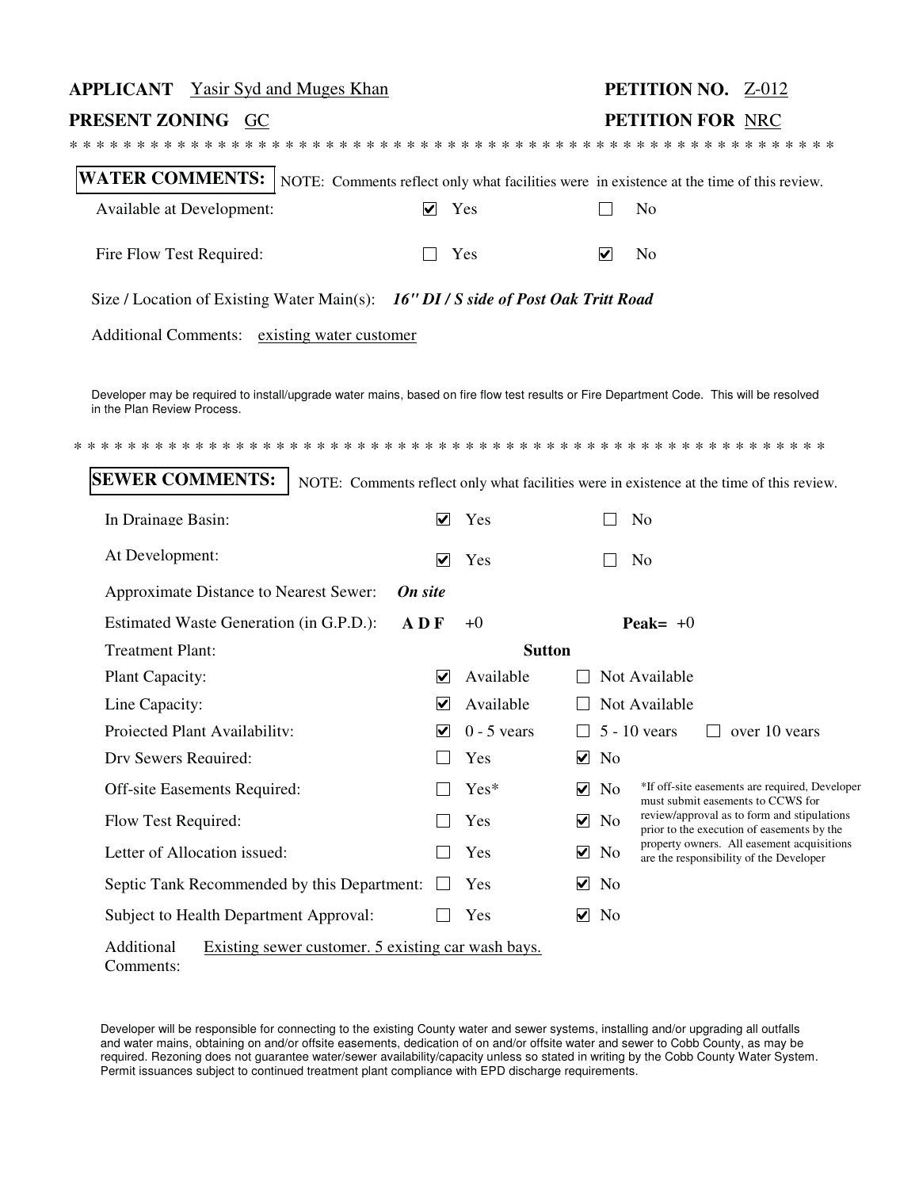**APPLICANT** Yasir Syd and Muges Khan **PETITION NO.** Z-012

**PRESENT ZONING** GC **PETITION FOR** NRC

* * * * * * * * * * * * * * * * * * * * * * * * * * * * * * * * * * * * * * * * * * * * * * * * * * * * * * * * * * *

**WATER COMMENTS:** NOTE: Comments reflect only what facilities were in existence at the time of this review.

| | | |
|---|---|---|
| Available at Development: | ☑ Yes | ☐ No |
| Fire Flow Test Required: | ☐ Yes | ☑ No |

Size / Location of Existing Water Main(s): ***16" DI / S side of Post Oak Tritt Road***

Additional Comments: existing water customer

Developer may be required to install/upgrade water mains, based on fire flow test results or Fire Department Code. This will be resolved in the Plan Review Process.

* * * * * * * * * * * * * * * * * * * * * * * * * * * * * * * * * * * * * * * * * * * * * * * * * * * * * * * * * * *

**SEWER COMMENTS:** NOTE: Comments reflect only what facilities were in existence at the time of this review.

| | | | |
|---|---|---|---|
| In Drainage Basin: | ☑ Yes | ☐ No | |
| At Development: | ☑ Yes | ☐ No | |
| Approximate Distance to Nearest Sewer: | ***On site*** | | |
| Estimated Waste Generation (in G.P.D.): | **A D F** +0 | **Peak=** +0 | |
| Treatment Plant: | **Sutton** | | |
| Plant Capacity: | ☑ Available | ☐ Not Available | |
| Line Capacity: | ☑ Available | ☐ Not Available | |
| Projected Plant Availability: | ☑ 0 - 5 years | ☐ 5 - 10 years | ☐ over 10 years |
| Dry Sewers Required: | ☐ Yes | ☑ No | |
| Off-site Easements Required: | ☐ Yes* | ☑ No | |
| Flow Test Required: | ☐ Yes | ☑ No | |
| Letter of Allocation issued: | ☐ Yes | ☑ No | |
| Septic Tank Recommended by this Department: | ☐ Yes | ☑ No | |
| Subject to Health Department Approval: | ☐ Yes | ☑ No | |

*If off-site easements are required, Developer must submit easements to CCWS for review/approval as to form and stipulations prior to the execution of easements by the property owners. All easement acquisitions are the responsibility of the Developer

Additional Comments: Existing sewer customer. 5 existing car wash bays.

Developer will be responsible for connecting to the existing County water and sewer systems, installing and/or upgrading all outfalls and water mains, obtaining on and/or offsite easements, dedication of on and/or offsite water and sewer to Cobb County, as may be required. Rezoning does not guarantee water/sewer availability/capacity unless so stated in writing by the Cobb County Water System. Permit issuances subject to continued treatment plant compliance with EPD discharge requirements.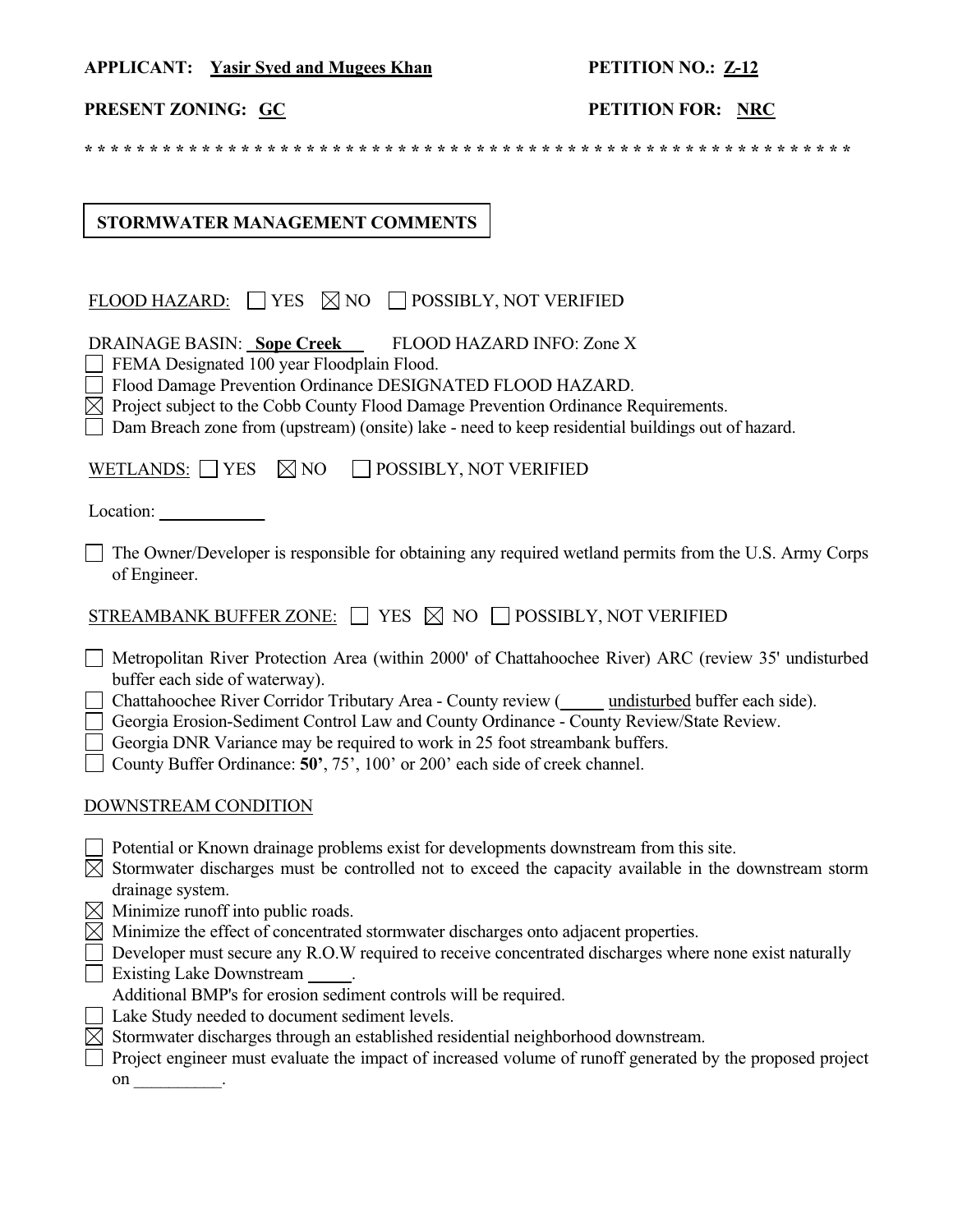**APPLICANT:** **Yasir Syed and Mugees Khan** **PETITION NO.:** **Z-12**

**PRESENT ZONING:** **GC** **PETITION FOR:** **NRC**

* * * * * * * * * * * * * * * * * * * * * * * * * * * * * * * * * * * * * * * * * * * * * * * * * * * * * * * * * * * * *

## STORMWATER MANAGEMENT COMMENTS

FLOOD HAZARD: ☐ YES ☒ NO ☐ POSSIBLY, NOT VERIFIED

DRAINAGE BASIN: **Sope Creek** FLOOD HAZARD INFO: Zone X

- ☐ FEMA Designated 100 year Floodplain Flood.
- ☐ Flood Damage Prevention Ordinance DESIGNATED FLOOD HAZARD.
- ☒ Project subject to the Cobb County Flood Damage Prevention Ordinance Requirements.
- ☐ Dam Breach zone from (upstream) (onsite) lake - need to keep residential buildings out of hazard.

WETLANDS: ☐ YES ☒ NO ☐ POSSIBLY, NOT VERIFIED

Location: ____________

- ☐ The Owner/Developer is responsible for obtaining any required wetland permits from the U.S. Army Corps of Engineer.

STREAMBANK BUFFER ZONE: ☐ YES ☒ NO ☐ POSSIBLY, NOT VERIFIED

- ☐ Metropolitan River Protection Area (within 2000' of Chattahoochee River) ARC (review 35' undisturbed buffer each side of waterway).
- ☐ Chattahoochee River Corridor Tributary Area - County review (_____ undisturbed buffer each side).
- ☐ Georgia Erosion-Sediment Control Law and County Ordinance - County Review/State Review.
- ☐ Georgia DNR Variance may be required to work in 25 foot streambank buffers.
- ☐ County Buffer Ordinance: **50'**, 75', 100' or 200' each side of creek channel.

DOWNSTREAM CONDITION

- ☐ Potential or Known drainage problems exist for developments downstream from this site.
- ☒ Stormwater discharges must be controlled not to exceed the capacity available in the downstream storm drainage system.
- ☒ Minimize runoff into public roads.
- ☒ Minimize the effect of concentrated stormwater discharges onto adjacent properties.
- ☐ Developer must secure any R.O.W required to receive concentrated discharges where none exist naturally
- ☐ Existing Lake Downstream _____.
  Additional BMP's for erosion sediment controls will be required.
- ☐ Lake Study needed to document sediment levels.
- ☒ Stormwater discharges through an established residential neighborhood downstream.
- ☐ Project engineer must evaluate the impact of increased volume of runoff generated by the proposed project on __________.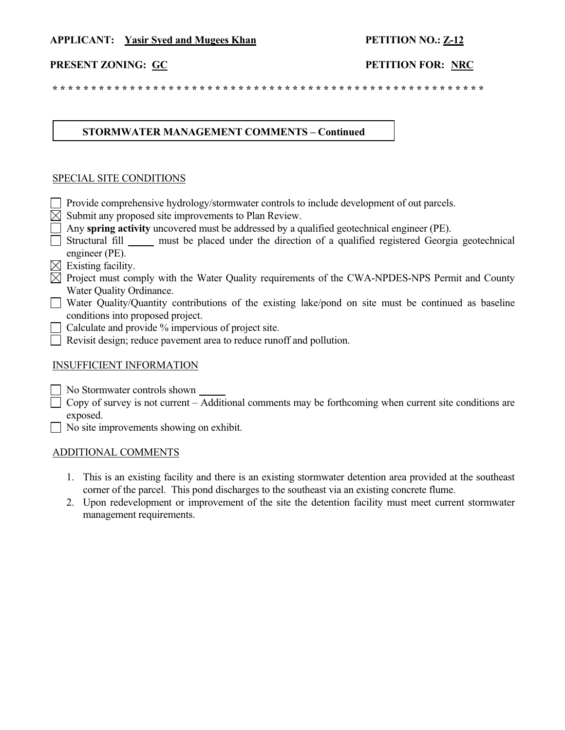**APPLICANT: Yasir Syed and Mugees Khan** **PETITION NO.: Z-12**

**PRESENT ZONING: GC** **PETITION FOR: NRC**

* * * * * * * * * * * * * * * * * * * * * * * * * * * * * * * * * * * * * * * * * * * * * * * * * * * * * * * * * * * * * *

**STORMWATER MANAGEMENT COMMENTS – Continued**

SPECIAL SITE CONDITIONS

- [ ] Provide comprehensive hydrology/stormwater controls to include development of out parcels.
- [x] Submit any proposed site improvements to Plan Review.
- [ ] Any **spring activity** uncovered must be addressed by a qualified geotechnical engineer (PE).
- [ ] Structural fill _____ must be placed under the direction of a qualified registered Georgia geotechnical engineer (PE).
- [x] Existing facility.
- [x] Project must comply with the Water Quality requirements of the CWA-NPDES-NPS Permit and County Water Quality Ordinance.
- [ ] Water Quality/Quantity contributions of the existing lake/pond on site must be continued as baseline conditions into proposed project.
- [ ] Calculate and provide % impervious of project site.
- [ ] Revisit design; reduce pavement area to reduce runoff and pollution.

INSUFFICIENT INFORMATION

- [ ] No Stormwater controls shown _____
- [ ] Copy of survey is not current – Additional comments may be forthcoming when current site conditions are exposed.
- [ ] No site improvements showing on exhibit.

ADDITIONAL COMMENTS

1. This is an existing facility and there is an existing stormwater detention area provided at the southeast corner of the parcel. This pond discharges to the southeast via an existing concrete flume.
2. Upon redevelopment or improvement of the site the detention facility must meet current stormwater management requirements.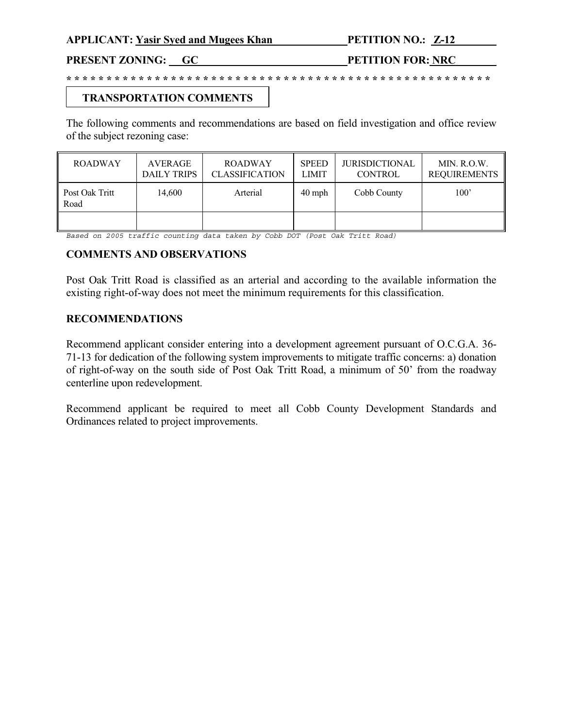**APPLICANT:** Yasir Syed and Mugees Khan **PETITION NO.:** Z-12

**PRESENT ZONING:** GC **PETITION FOR:** NRC

* * * * * * * * * * * * * * * * * * * * * * * * * * * * * * * * * * * * * * * * * * * * * * * * * * * *

## TRANSPORTATION COMMENTS

The following comments and recommendations are based on field investigation and office review of the subject rezoning case:

| ROADWAY | AVERAGE DAILY TRIPS | ROADWAY CLASSIFICATION | SPEED LIMIT | JURISDICTIONAL CONTROL | MIN. R.O.W. REQUIREMENTS |
|---|---|---|---|---|---|
| Post Oak Tritt Road | 14,600 | Arterial | 40 mph | Cobb County | 100' |
| | | | | | |

*Based on 2005 traffic counting data taken by Cobb DOT (Post Oak Tritt Road)*

### COMMENTS AND OBSERVATIONS

Post Oak Tritt Road is classified as an arterial and according to the available information the existing right-of-way does not meet the minimum requirements for this classification.

### RECOMMENDATIONS

Recommend applicant consider entering into a development agreement pursuant of O.C.G.A. 36-71-13 for dedication of the following system improvements to mitigate traffic concerns: a) donation of right-of-way on the south side of Post Oak Tritt Road, a minimum of 50' from the roadway centerline upon redevelopment.

Recommend applicant be required to meet all Cobb County Development Standards and Ordinances related to project improvements.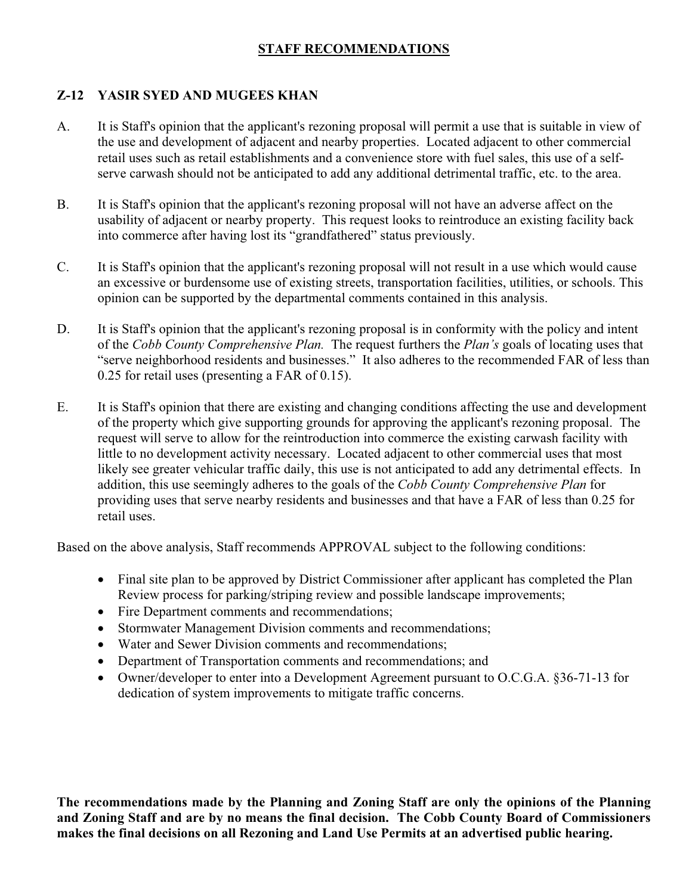# STAFF RECOMMENDATIONS

## Z-12 YASIR SYED AND MUGEES KHAN

A. It is Staff's opinion that the applicant's rezoning proposal will permit a use that is suitable in view of the use and development of adjacent and nearby properties. Located adjacent to other commercial retail uses such as retail establishments and a convenience store with fuel sales, this use of a self-serve carwash should not be anticipated to add any additional detrimental traffic, etc. to the area.

B. It is Staff's opinion that the applicant's rezoning proposal will not have an adverse affect on the usability of adjacent or nearby property. This request looks to reintroduce an existing facility back into commerce after having lost its "grandfathered" status previously.

C. It is Staff's opinion that the applicant's rezoning proposal will not result in a use which would cause an excessive or burdensome use of existing streets, transportation facilities, utilities, or schools. This opinion can be supported by the departmental comments contained in this analysis.

D. It is Staff's opinion that the applicant's rezoning proposal is in conformity with the policy and intent of the *Cobb County Comprehensive Plan.* The request furthers the *Plan's* goals of locating uses that "serve neighborhood residents and businesses." It also adheres to the recommended FAR of less than 0.25 for retail uses (presenting a FAR of 0.15).

E. It is Staff's opinion that there are existing and changing conditions affecting the use and development of the property which give supporting grounds for approving the applicant's rezoning proposal. The request will serve to allow for the reintroduction into commerce the existing carwash facility with little to no development activity necessary. Located adjacent to other commercial uses that most likely see greater vehicular traffic daily, this use is not anticipated to add any detrimental effects. In addition, this use seemingly adheres to the goals of the *Cobb County Comprehensive Plan* for providing uses that serve nearby residents and businesses and that have a FAR of less than 0.25 for retail uses.

Based on the above analysis, Staff recommends APPROVAL subject to the following conditions:

- Final site plan to be approved by District Commissioner after applicant has completed the Plan Review process for parking/striping review and possible landscape improvements;
- Fire Department comments and recommendations;
- Stormwater Management Division comments and recommendations;
- Water and Sewer Division comments and recommendations;
- Department of Transportation comments and recommendations; and
- Owner/developer to enter into a Development Agreement pursuant to O.C.G.A. §36-71-13 for dedication of system improvements to mitigate traffic concerns.

**The recommendations made by the Planning and Zoning Staff are only the opinions of the Planning and Zoning Staff and are by no means the final decision. The Cobb County Board of Commissioners makes the final decisions on all Rezoning and Land Use Permits at an advertised public hearing.**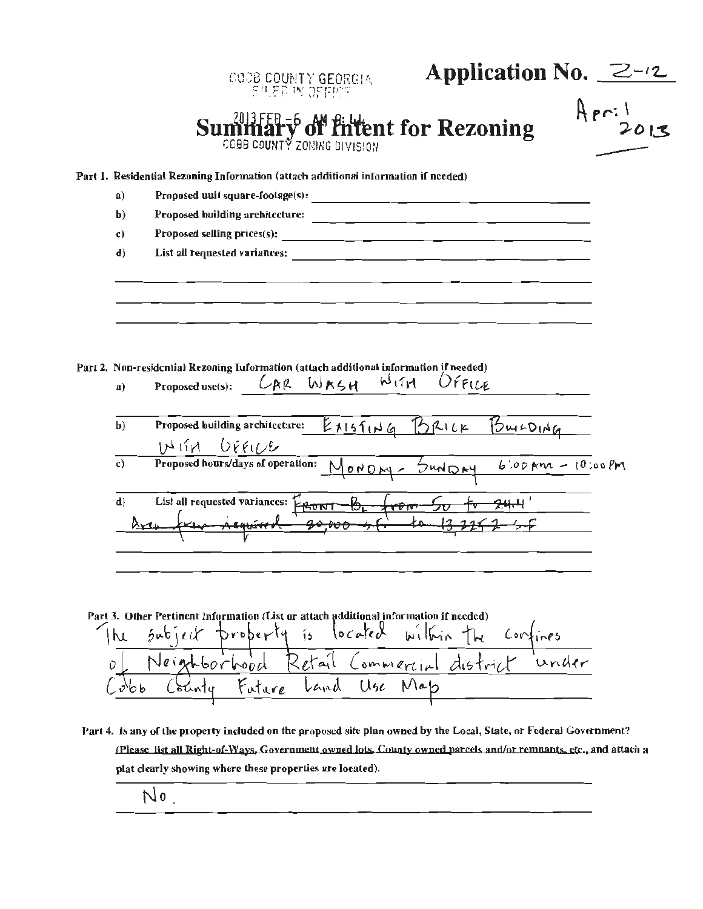COBB COUNTY GEORGIA
FILED IN OFFICE

2013 FEB -6 AM 8:44

COBB COUNTY ZONING DIVISION

# Application No. Z-12

April 2013

# Summary of Intent for Rezoning

**Part 1. Residential Rezoning Information (attach additional information if needed)**

a) Proposed unit square-footage(s): ______

b) Proposed building architecture: ______

c) Proposed selling prices(s): ______

d) List all requested variances: ______

**Part 2. Non-residential Rezoning Information (attach additional information if needed)**

a) Proposed use(s): CAR WASH WITH OFFICE

b) Proposed building architecture: EXISTING BRICK BUILDING WITH OFFICE

c) Proposed hours/days of operation: MONDAY - SUNDAY 6:00 AM - 10:00 PM

d) List all requested variances: ~~FRONT BL from 50 to 24.4'~~
~~Area from required 20,000 s.f. to 13,225.2 s.f.~~

**Part 3. Other Pertinent Information (List or attach additional information if needed)**

The subject property is located within the confines of Neighborhood Retail Commercial district under Cobb County Future Land Use Map

**Part 4. Is any of the property included on the proposed site plan owned by the Local, State, or Federal Government?**
(Please list all Right-of-Ways, Government owned lots, County owned parcels and/or remnants, etc., and attach a plat clearly showing where these properties are located).

No.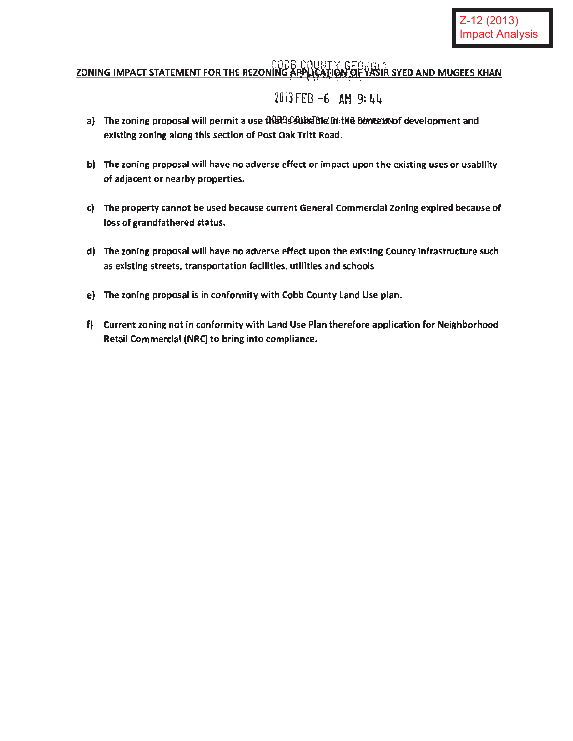Z-12 (2013)
Impact Analysis

## ZONING IMPACT STATEMENT FOR THE REZONING APPLICATION OF YASIR SYED AND MUGEES KHAN

COBB COUNTY GEORGIA

2013 FEB -6 AM 9: 44

COBB COUNTY ZONING DIVISION

a) The zoning proposal will permit a use that is suitable in the context of development and existing zoning along this section of Post Oak Tritt Road.

b) The zoning proposal will have no adverse effect or impact upon the existing uses or usability of adjacent or nearby properties.

c) The property cannot be used because current General Commercial Zoning expired because of loss of grandfathered status.

d) The zoning proposal will have no adverse effect upon the existing County infrastructure such as existing streets, transportation facilities, utilities and schools

e) The zoning proposal is in conformity with Cobb County Land Use plan.

f) Current zoning not in conformity with Land Use Plan therefore application for Neighborhood Retail Commercial (NRC) to bring into compliance.